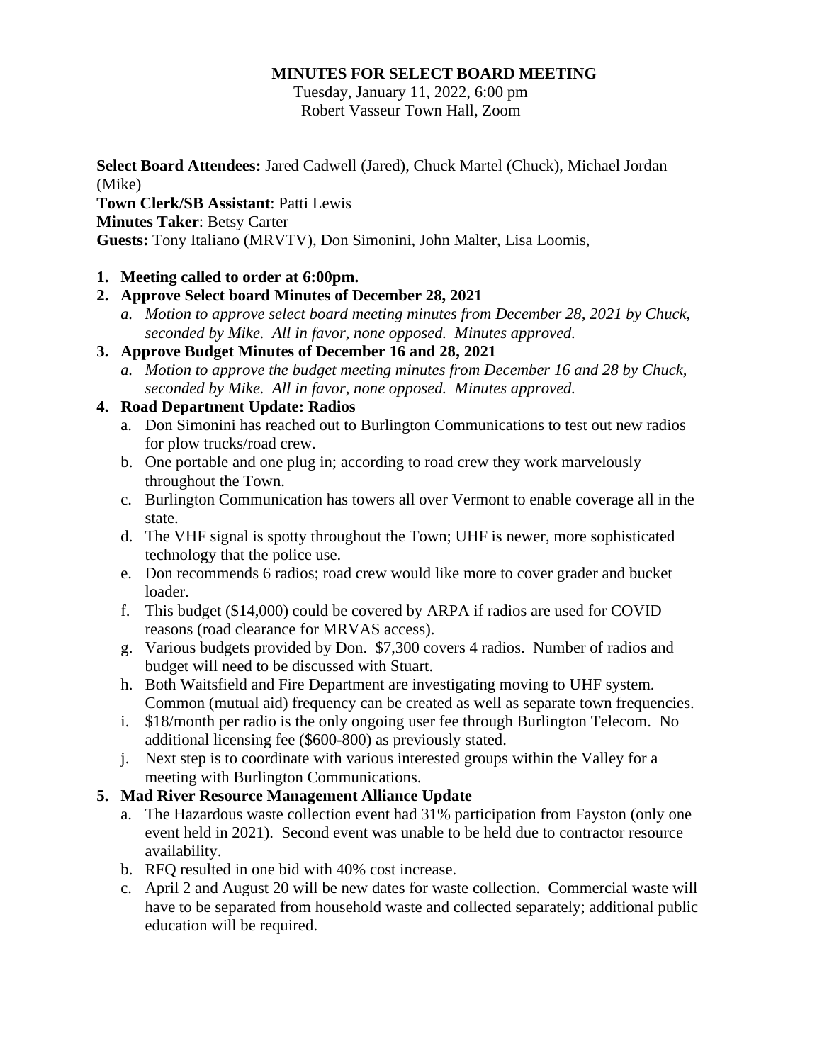# MINUTES FOR SELECT BOARD MEETING

Tuesday, January 11, 2022, 6:00 pm
Robert Vasseur Town Hall, Zoom

**Select Board Attendees:** Jared Cadwell (Jared), Chuck Martel (Chuck), Michael Jordan (Mike)

**Town Clerk/SB Assistant**: Patti Lewis

**Minutes Taker**: Betsy Carter

**Guests:** Tony Italiano (MRVTV), Don Simonini, John Malter, Lisa Loomis,

1. **Meeting called to order at 6:00pm.**
2. **Approve Select board Minutes of December 28, 2021**
   a. *Motion to approve select board meeting minutes from December 28, 2021 by Chuck, seconded by Mike. All in favor, none opposed. Minutes approved.*
3. **Approve Budget Minutes of December 16 and 28, 2021**
   a. *Motion to approve the budget meeting minutes from December 16 and 28 by Chuck, seconded by Mike. All in favor, none opposed. Minutes approved.*
4. **Road Department Update: Radios**
   a. Don Simonini has reached out to Burlington Communications to test out new radios for plow trucks/road crew.
   b. One portable and one plug in; according to road crew they work marvelously throughout the Town.
   c. Burlington Communication has towers all over Vermont to enable coverage all in the state.
   d. The VHF signal is spotty throughout the Town; UHF is newer, more sophisticated technology that the police use.
   e. Don recommends 6 radios; road crew would like more to cover grader and bucket loader.
   f. This budget ($14,000) could be covered by ARPA if radios are used for COVID reasons (road clearance for MRVAS access).
   g. Various budgets provided by Don. $7,300 covers 4 radios. Number of radios and budget will need to be discussed with Stuart.
   h. Both Waitsfield and Fire Department are investigating moving to UHF system. Common (mutual aid) frequency can be created as well as separate town frequencies.
   i. $18/month per radio is the only ongoing user fee through Burlington Telecom. No additional licensing fee ($600-800) as previously stated.
   j. Next step is to coordinate with various interested groups within the Valley for a meeting with Burlington Communications.
5. **Mad River Resource Management Alliance Update**
   a. The Hazardous waste collection event had 31% participation from Fayston (only one event held in 2021). Second event was unable to be held due to contractor resource availability.
   b. RFQ resulted in one bid with 40% cost increase.
   c. April 2 and August 20 will be new dates for waste collection. Commercial waste will have to be separated from household waste and collected separately; additional public education will be required.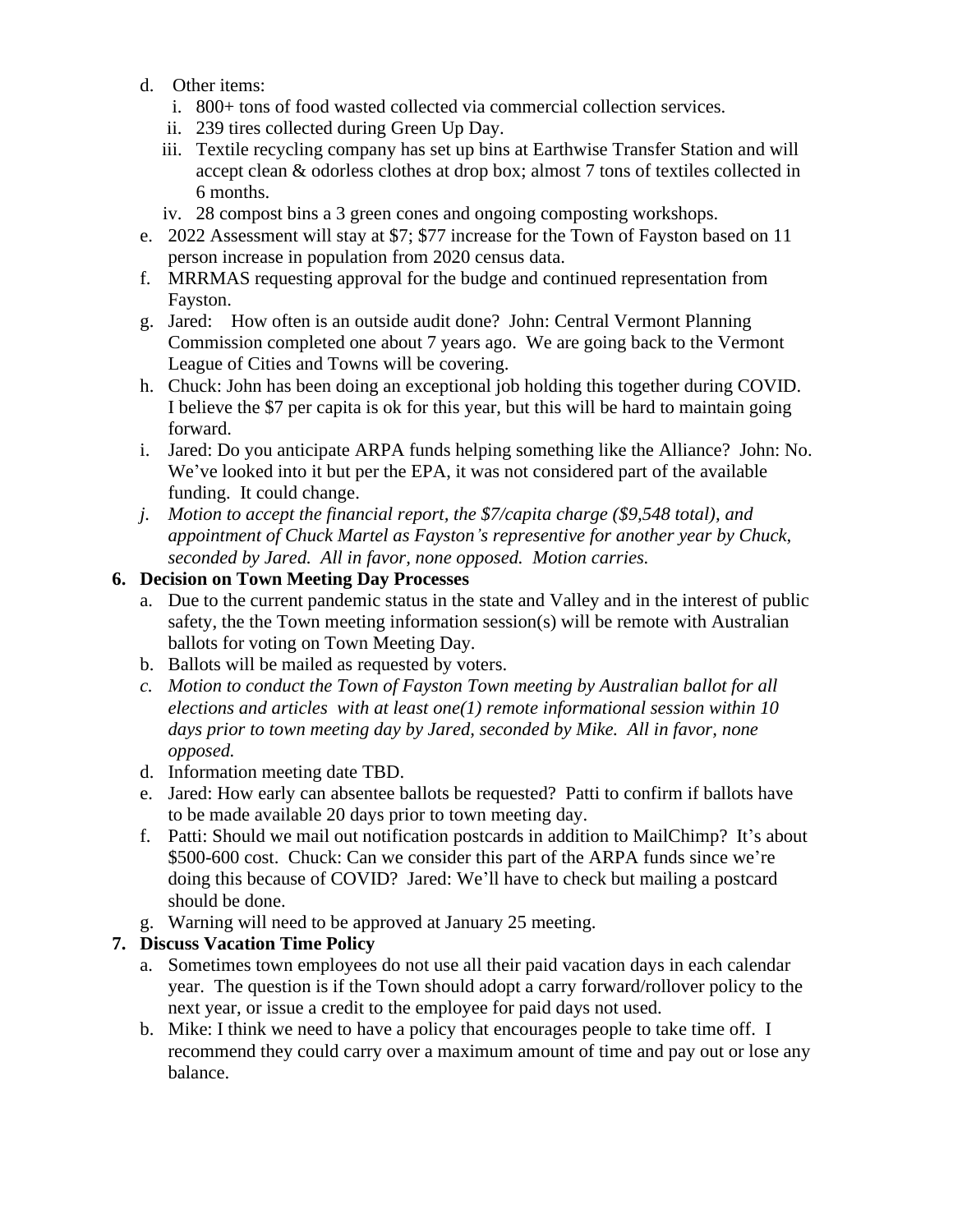- d. Other items:
  - i. 800+ tons of food wasted collected via commercial collection services.
  - ii. 239 tires collected during Green Up Day.
  - iii. Textile recycling company has set up bins at Earthwise Transfer Station and will accept clean & odorless clothes at drop box; almost 7 tons of textiles collected in 6 months.
  - iv. 28 compost bins a 3 green cones and ongoing composting workshops.
- e. 2022 Assessment will stay at $7; $77 increase for the Town of Fayston based on 11 person increase in population from 2020 census data.
- f. MRRMAS requesting approval for the budge and continued representation from Fayston.
- g. Jared: How often is an outside audit done? John: Central Vermont Planning Commission completed one about 7 years ago. We are going back to the Vermont League of Cities and Towns will be covering.
- h. Chuck: John has been doing an exceptional job holding this together during COVID. I believe the $7 per capita is ok for this year, but this will be hard to maintain going forward.
- i. Jared: Do you anticipate ARPA funds helping something like the Alliance? John: No. We've looked into it but per the EPA, it was not considered part of the available funding. It could change.
- j. *Motion to accept the financial report, the $7/capita charge ($9,548 total), and appointment of Chuck Martel as Fayston's representive for another year by Chuck, seconded by Jared. All in favor, none opposed. Motion carries.*

**6. Decision on Town Meeting Day Processes**

- a. Due to the current pandemic status in the state and Valley and in the interest of public safety, the the Town meeting information session(s) will be remote with Australian ballots for voting on Town Meeting Day.
- b. Ballots will be mailed as requested by voters.
- c. *Motion to conduct the Town of Fayston Town meeting by Australian ballot for all elections and articles with at least one(1) remote informational session within 10 days prior to town meeting day by Jared, seconded by Mike. All in favor, none opposed.*
- d. Information meeting date TBD.
- e. Jared: How early can absentee ballots be requested? Patti to confirm if ballots have to be made available 20 days prior to town meeting day.
- f. Patti: Should we mail out notification postcards in addition to MailChimp? It's about $500-600 cost. Chuck: Can we consider this part of the ARPA funds since we're doing this because of COVID? Jared: We'll have to check but mailing a postcard should be done.
- g. Warning will need to be approved at January 25 meeting.

**7. Discuss Vacation Time Policy**

- a. Sometimes town employees do not use all their paid vacation days in each calendar year. The question is if the Town should adopt a carry forward/rollover policy to the next year, or issue a credit to the employee for paid days not used.
- b. Mike: I think we need to have a policy that encourages people to take time off. I recommend they could carry over a maximum amount of time and pay out or lose any balance.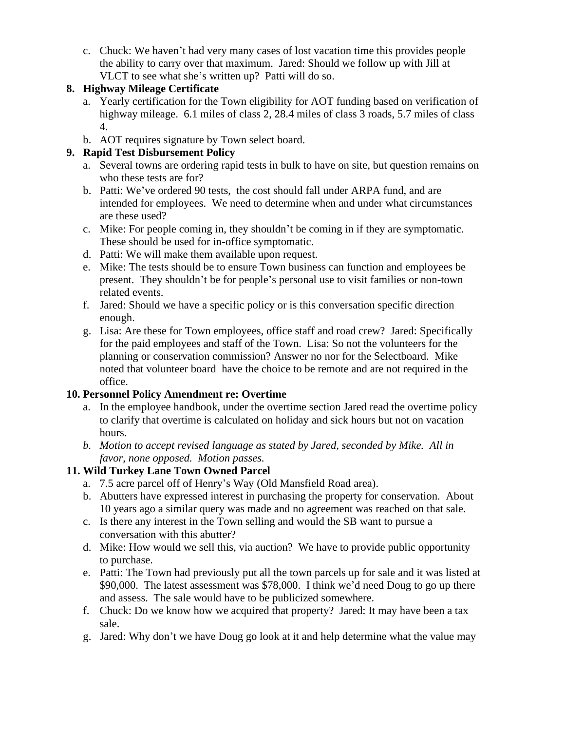c. Chuck: We haven't had very many cases of lost vacation time this provides people the ability to carry over that maximum. Jared: Should we follow up with Jill at VLCT to see what she's written up? Patti will do so.

**8. Highway Mileage Certificate**

a. Yearly certification for the Town eligibility for AOT funding based on verification of highway mileage. 6.1 miles of class 2, 28.4 miles of class 3 roads, 5.7 miles of class 4.

b. AOT requires signature by Town select board.

**9. Rapid Test Disbursement Policy**

a. Several towns are ordering rapid tests in bulk to have on site, but question remains on who these tests are for?

b. Patti: We've ordered 90 tests, the cost should fall under ARPA fund, and are intended for employees. We need to determine when and under what circumstances are these used?

c. Mike: For people coming in, they shouldn't be coming in if they are symptomatic. These should be used for in-office symptomatic.

d. Patti: We will make them available upon request.

e. Mike: The tests should be to ensure Town business can function and employees be present. They shouldn't be for people's personal use to visit families or non-town related events.

f. Jared: Should we have a specific policy or is this conversation specific direction enough.

g. Lisa: Are these for Town employees, office staff and road crew? Jared: Specifically for the paid employees and staff of the Town. Lisa: So not the volunteers for the planning or conservation commission? Answer no nor for the Selectboard. Mike noted that volunteer board have the choice to be remote and are not required in the office.

**10. Personnel Policy Amendment re: Overtime**

a. In the employee handbook, under the overtime section Jared read the overtime policy to clarify that overtime is calculated on holiday and sick hours but not on vacation hours.

b. *Motion to accept revised language as stated by Jared, seconded by Mike. All in favor, none opposed. Motion passes.*

**11. Wild Turkey Lane Town Owned Parcel**

a. 7.5 acre parcel off of Henry's Way (Old Mansfield Road area).

b. Abutters have expressed interest in purchasing the property for conservation. About 10 years ago a similar query was made and no agreement was reached on that sale.

c. Is there any interest in the Town selling and would the SB want to pursue a conversation with this abutter?

d. Mike: How would we sell this, via auction? We have to provide public opportunity to purchase.

e. Patti: The Town had previously put all the town parcels up for sale and it was listed at $90,000. The latest assessment was $78,000. I think we'd need Doug to go up there and assess. The sale would have to be publicized somewhere.

f. Chuck: Do we know how we acquired that property? Jared: It may have been a tax sale.

g. Jared: Why don't we have Doug go look at it and help determine what the value may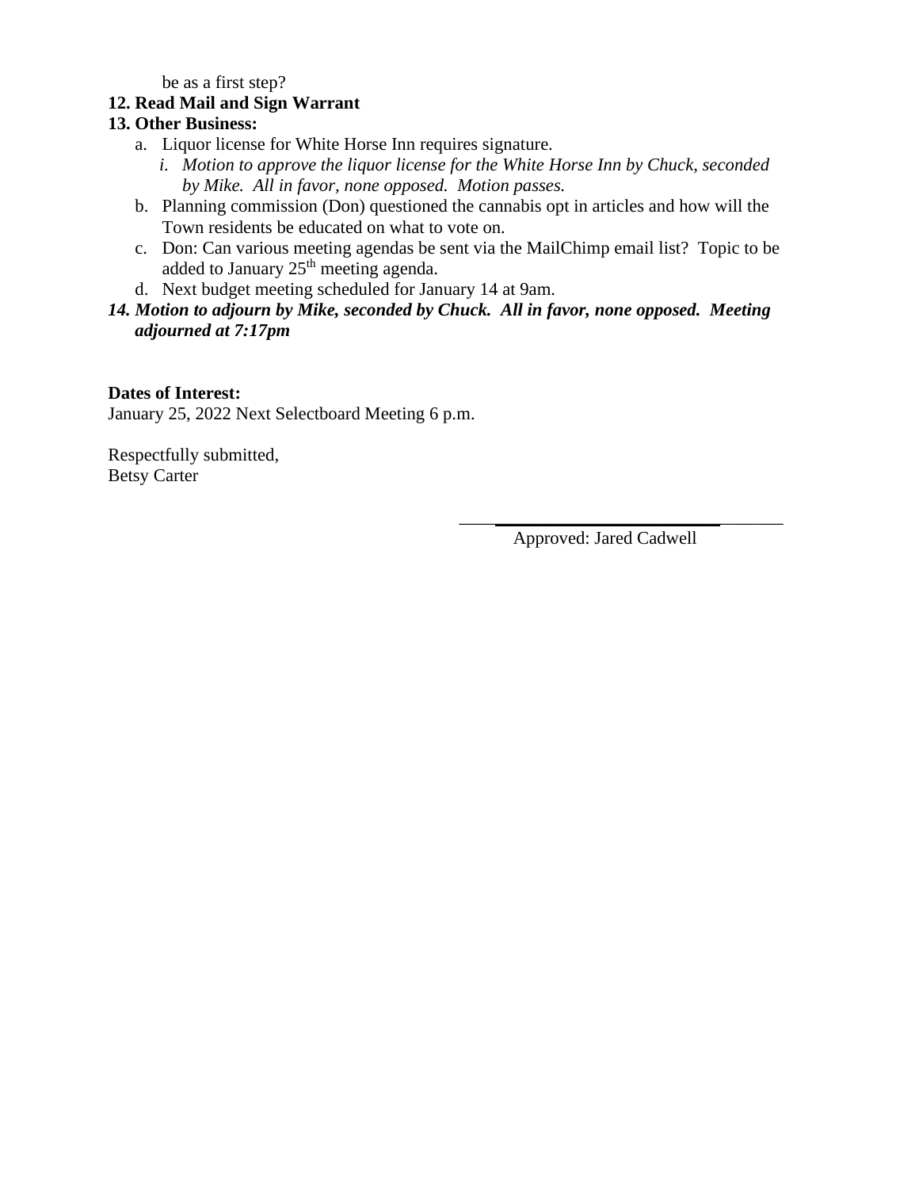be as a first step?

**12. Read Mail and Sign Warrant**

**13. Other Business:**

a. Liquor license for White Horse Inn requires signature.
   i. *Motion to approve the liquor license for the White Horse Inn by Chuck, seconded by Mike. All in favor, none opposed. Motion passes.*

b. Planning commission (Don) questioned the cannabis opt in articles and how will the Town residents be educated on what to vote on.

c. Don: Can various meeting agendas be sent via the MailChimp email list? Topic to be added to January 25th meeting agenda.

d. Next budget meeting scheduled for January 14 at 9am.

***14. Motion to adjourn by Mike, seconded by Chuck. All in favor, none opposed. Meeting adjourned at 7:17pm***

**Dates of Interest:**

January 25, 2022 Next Selectboard Meeting 6 p.m.

Respectfully submitted,
Betsy Carter

_______________________________

Approved: Jared Cadwell